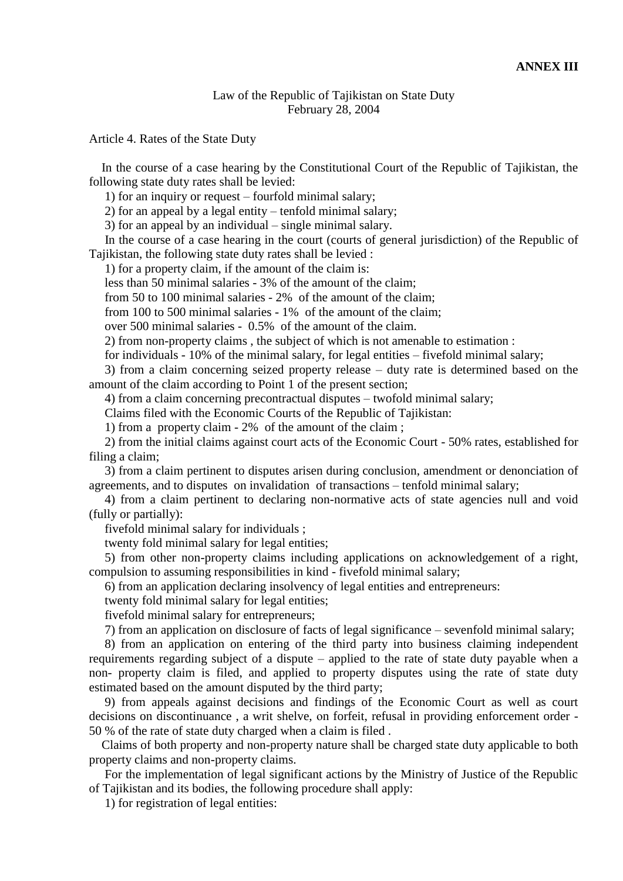**ANNEX III**

Law of the Republic of Tajikistan on State Duty
February 28, 2004

Article 4. Rates of the State Duty

In the course of a case hearing by the Constitutional Court of the Republic of Tajikistan, the following state duty rates shall be levied:

1) for an inquiry or request – fourfold minimal salary;

2) for an appeal by a legal entity – tenfold minimal salary;

3) for an appeal by an individual – single minimal salary.

In the course of a case hearing in the court (courts of general jurisdiction) of the Republic of Tajikistan, the following state duty rates shall be levied :

1) for a property claim, if the amount of the claim is:

less than 50 minimal salaries - 3% of the amount of the claim;

from 50 to 100 minimal salaries - 2% of the amount of the claim;

from 100 to 500 minimal salaries - 1% of the amount of the claim;

over 500 minimal salaries - 0.5% of the amount of the claim.

2) from non-property claims , the subject of which is not amenable to estimation :

for individuals - 10% of the minimal salary, for legal entities – fivefold minimal salary;

3) from a claim concerning seized property release – duty rate is determined based on the amount of the claim according to Point 1 of the present section;

4) from a claim concerning precontractual disputes – twofold minimal salary;

Claims filed with the Economic Courts of the Republic of Tajikistan:

1) from a property claim - 2% of the amount of the claim ;

2) from the initial claims against court acts of the Economic Court - 50% rates, established for filing a claim;

3) from a claim pertinent to disputes arisen during conclusion, amendment or denonciation of agreements, and to disputes on invalidation of transactions – tenfold minimal salary;

4) from a claim pertinent to declaring non-normative acts of state agencies null and void (fully or partially):

fivefold minimal salary for individuals ;

twenty fold minimal salary for legal entities;

5) from other non-property claims including applications on acknowledgement of a right, compulsion to assuming responsibilities in kind - fivefold minimal salary;

6) from an application declaring insolvency of legal entities and entrepreneurs:

twenty fold minimal salary for legal entities;

fivefold minimal salary for entrepreneurs;

7) from an application on disclosure of facts of legal significance – sevenfold minimal salary;

8) from an application on entering of the third party into business claiming independent requirements regarding subject of a dispute – applied to the rate of state duty payable when a non- property claim is filed, and applied to property disputes using the rate of state duty estimated based on the amount disputed by the third party;

9) from appeals against decisions and findings of the Economic Court as well as court decisions on discontinuance , a writ shelve, on forfeit, refusal in providing enforcement order - 50 % of the rate of state duty charged when a claim is filed .

Claims of both property and non-property nature shall be charged state duty applicable to both property claims and non-property claims.

For the implementation of legal significant actions by the Ministry of Justice of the Republic of Tajikistan and its bodies, the following procedure shall apply:

1) for registration of legal entities: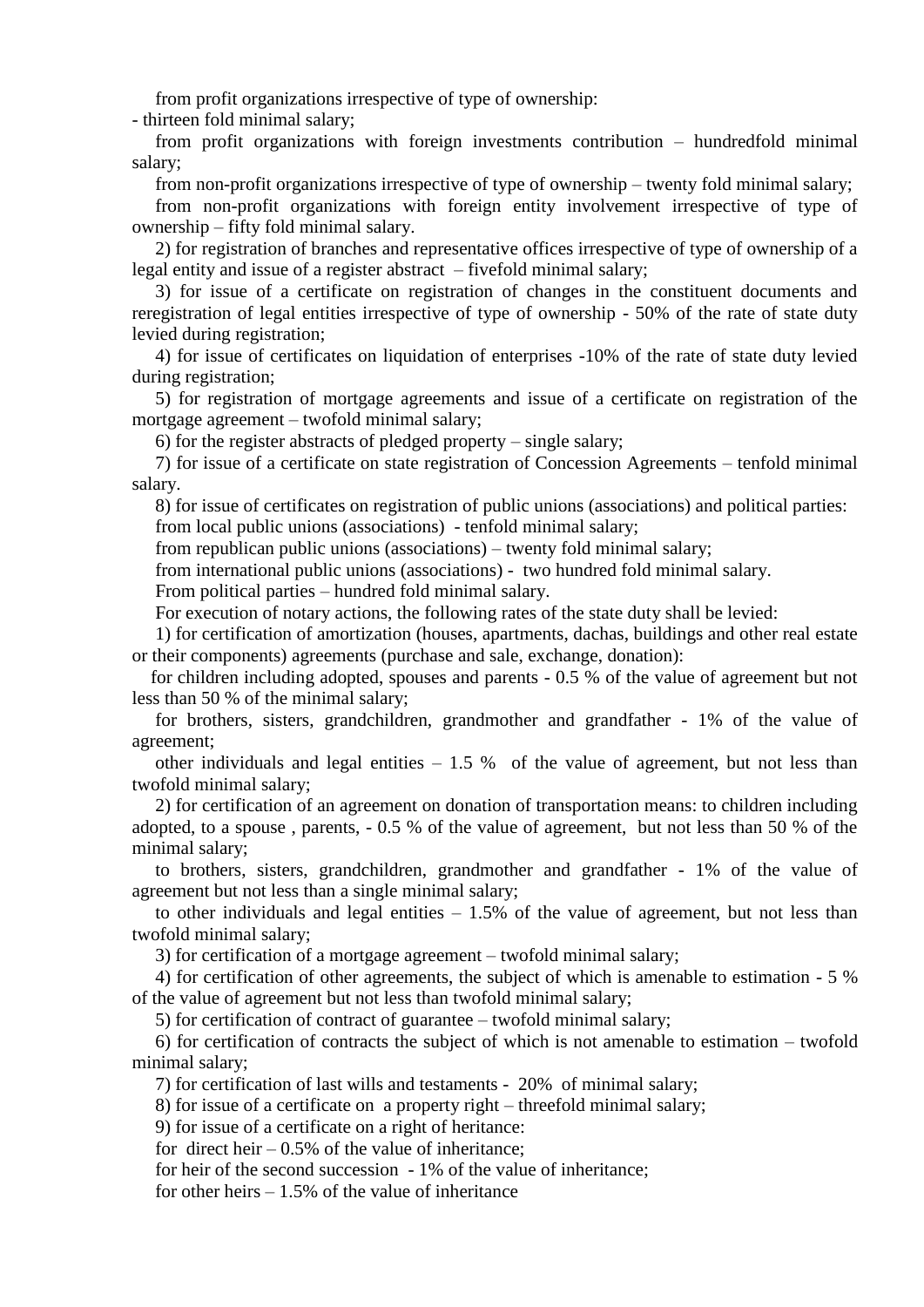from profit organizations irrespective of type of ownership:

- thirteen fold minimal salary;

from profit organizations with foreign investments contribution – hundredfold minimal salary;

from non-profit organizations irrespective of type of ownership – twenty fold minimal salary;

from non-profit organizations with foreign entity involvement irrespective of type of ownership – fifty fold minimal salary.

2) for registration of branches and representative offices irrespective of type of ownership of a legal entity and issue of a register abstract – fivefold minimal salary;

3) for issue of a certificate on registration of changes in the constituent documents and reregistration of legal entities irrespective of type of ownership - 50% of the rate of state duty levied during registration;

4) for issue of certificates on liquidation of enterprises -10% of the rate of state duty levied during registration;

5) for registration of mortgage agreements and issue of a certificate on registration of the mortgage agreement – twofold minimal salary;

6) for the register abstracts of pledged property – single salary;

7) for issue of a certificate on state registration of Concession Agreements – tenfold minimal salary.

8) for issue of certificates on registration of public unions (associations) and political parties:

from local public unions (associations) - tenfold minimal salary;

from republican public unions (associations) – twenty fold minimal salary;

from international public unions (associations) - two hundred fold minimal salary.

From political parties – hundred fold minimal salary.

For execution of notary actions, the following rates of the state duty shall be levied:

1) for certification of amortization (houses, apartments, dachas, buildings and other real estate or their components) agreements (purchase and sale, exchange, donation):

for children including adopted, spouses and parents - 0.5 % of the value of agreement but not less than 50 % of the minimal salary;

for brothers, sisters, grandchildren, grandmother and grandfather - 1% of the value of agreement;

other individuals and legal entities – 1.5 % of the value of agreement, but not less than twofold minimal salary;

2) for certification of an agreement on donation of transportation means: to children including adopted, to a spouse , parents, - 0.5 % of the value of agreement, but not less than 50 % of the minimal salary;

to brothers, sisters, grandchildren, grandmother and grandfather - 1% of the value of agreement but not less than a single minimal salary;

to other individuals and legal entities – 1.5% of the value of agreement, but not less than twofold minimal salary;

3) for certification of a mortgage agreement – twofold minimal salary;

4) for certification of other agreements, the subject of which is amenable to estimation - 5 % of the value of agreement but not less than twofold minimal salary;

5) for certification of contract of guarantee – twofold minimal salary;

6) for certification of contracts the subject of which is not amenable to estimation – twofold minimal salary;

7) for certification of last wills and testaments - 20% of minimal salary;

8) for issue of a certificate on a property right – threefold minimal salary;

9) for issue of a certificate on a right of heritance:

for direct heir – 0.5% of the value of inheritance;

for heir of the second succession - 1% of the value of inheritance;

for other heirs – 1.5% of the value of inheritance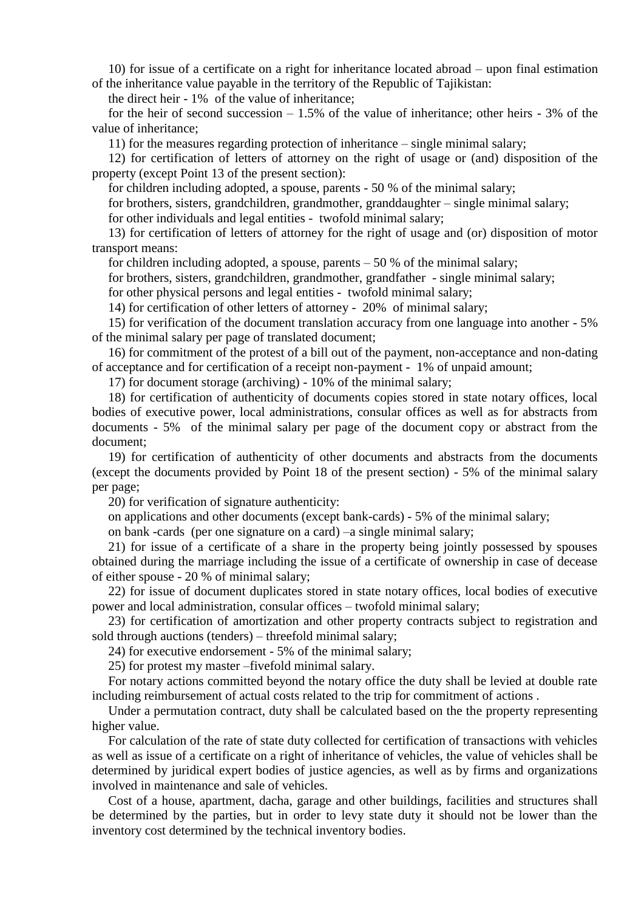10) for issue of a certificate on a right for inheritance located abroad – upon final estimation of the inheritance value payable in the territory of the Republic of Tajikistan:

the direct heir - 1% of the value of inheritance;

for the heir of second succession – 1.5% of the value of inheritance; other heirs - 3% of the value of inheritance;

11) for the measures regarding protection of inheritance – single minimal salary;

12) for certification of letters of attorney on the right of usage or (and) disposition of the property (except Point 13 of the present section):

for children including adopted, a spouse, parents - 50 % of the minimal salary;

for brothers, sisters, grandchildren, grandmother, granddaughter – single minimal salary;

for other individuals and legal entities - twofold minimal salary;

13) for certification of letters of attorney for the right of usage and (or) disposition of motor transport means:

for children including adopted, a spouse, parents – 50 % of the minimal salary;

for brothers, sisters, grandchildren, grandmother, grandfather - single minimal salary;

for other physical persons and legal entities - twofold minimal salary;

14) for certification of other letters of attorney - 20% of minimal salary;

15) for verification of the document translation accuracy from one language into another - 5% of the minimal salary per page of translated document;

16) for commitment of the protest of a bill out of the payment, non-acceptance and non-dating of acceptance and for certification of a receipt non-payment - 1% of unpaid amount;

17) for document storage (archiving) - 10% of the minimal salary;

18) for certification of authenticity of documents copies stored in state notary offices, local bodies of executive power, local administrations, consular offices as well as for abstracts from documents - 5% of the minimal salary per page of the document copy or abstract from the document;

19) for certification of authenticity of other documents and abstracts from the documents (except the documents provided by Point 18 of the present section) - 5% of the minimal salary per page;

20) for verification of signature authenticity:

on applications and other documents (except bank-cards) - 5% of the minimal salary;

on bank -cards (per one signature on a card) –a single minimal salary;

21) for issue of a certificate of a share in the property being jointly possessed by spouses obtained during the marriage including the issue of a certificate of ownership in case of decease of either spouse - 20 % of minimal salary;

22) for issue of document duplicates stored in state notary offices, local bodies of executive power and local administration, consular offices – twofold minimal salary;

23) for certification of amortization and other property contracts subject to registration and sold through auctions (tenders) – threefold minimal salary;

24) for executive endorsement - 5% of the minimal salary;

25) for protest my master –fivefold minimal salary.

For notary actions committed beyond the notary office the duty shall be levied at double rate including reimbursement of actual costs related to the trip for commitment of actions .

Under a permutation contract, duty shall be calculated based on the the property representing higher value.

For calculation of the rate of state duty collected for certification of transactions with vehicles as well as issue of a certificate on a right of inheritance of vehicles, the value of vehicles shall be determined by juridical expert bodies of justice agencies, as well as by firms and organizations involved in maintenance and sale of vehicles.

Cost of a house, apartment, dacha, garage and other buildings, facilities and structures shall be determined by the parties, but in order to levy state duty it should not be lower than the inventory cost determined by the technical inventory bodies.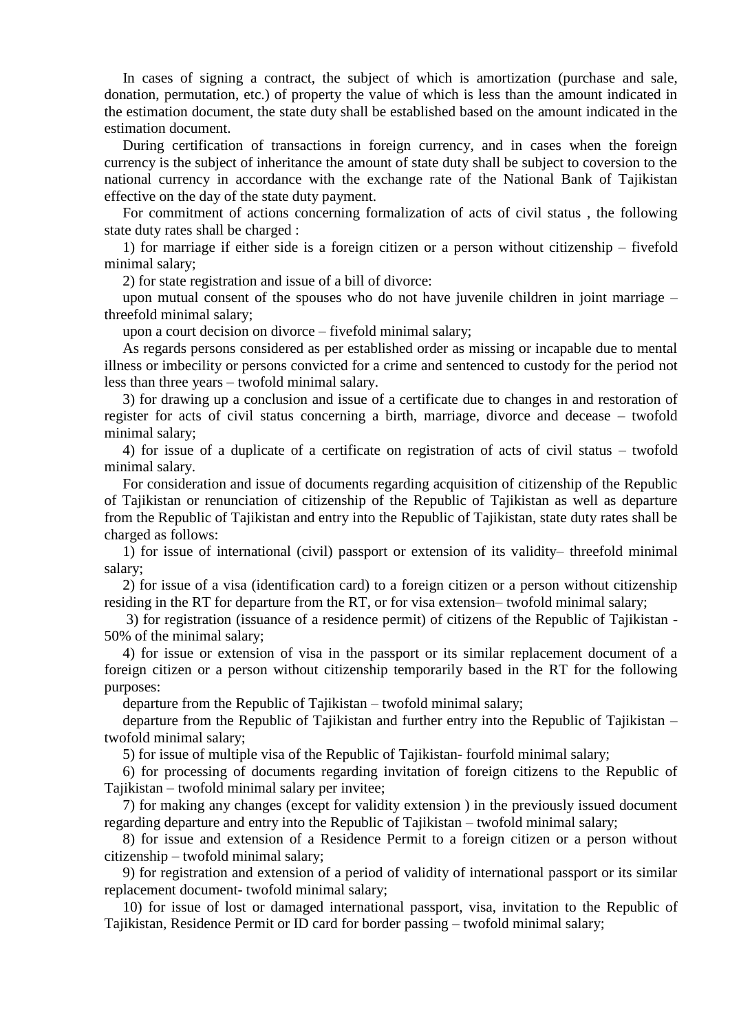In cases of signing a contract, the subject of which is amortization (purchase and sale, donation, permutation, etc.) of property the value of which is less than the amount indicated in the estimation document, the state duty shall be established based on the amount indicated in the estimation document.

During certification of transactions in foreign currency, and in cases when the foreign currency is the subject of inheritance the amount of state duty shall be subject to coversion to the national currency in accordance with the exchange rate of the National Bank of Tajikistan effective on the day of the state duty payment.

For commitment of actions concerning formalization of acts of civil status , the following state duty rates shall be charged :

1) for marriage if either side is a foreign citizen or a person without citizenship – fivefold minimal salary;

2) for state registration and issue of a bill of divorce:

upon mutual consent of the spouses who do not have juvenile children in joint marriage – threefold minimal salary;

upon a court decision on divorce – fivefold minimal salary;

As regards persons considered as per established order as missing or incapable due to mental illness or imbecility or persons convicted for a crime and sentenced to custody for the period not less than three years – twofold minimal salary.

3) for drawing up a conclusion and issue of a certificate due to changes in and restoration of register for acts of civil status concerning a birth, marriage, divorce and decease – twofold minimal salary;

4) for issue of a duplicate of a certificate on registration of acts of civil status – twofold minimal salary.

For consideration and issue of documents regarding acquisition of citizenship of the Republic of Tajikistan or renunciation of citizenship of the Republic of Tajikistan as well as departure from the Republic of Tajikistan and entry into the Republic of Tajikistan, state duty rates shall be charged as follows:

1) for issue of international (civil) passport or extension of its validity– threefold minimal salary;

2) for issue of a visa (identification card) to a foreign citizen or a person without citizenship residing in the RT for departure from the RT, or for visa extension– twofold minimal salary;

3) for registration (issuance of a residence permit) of citizens of the Republic of Tajikistan - 50% of the minimal salary;

4) for issue or extension of visa in the passport or its similar replacement document of a foreign citizen or a person without citizenship temporarily based in the RT for the following purposes:

departure from the Republic of Tajikistan – twofold minimal salary;

departure from the Republic of Tajikistan and further entry into the Republic of Tajikistan – twofold minimal salary;

5) for issue of multiple visa of the Republic of Tajikistan- fourfold minimal salary;

6) for processing of documents regarding invitation of foreign citizens to the Republic of Tajikistan – twofold minimal salary per invitee;

7) for making any changes (except for validity extension ) in the previously issued document regarding departure and entry into the Republic of Tajikistan – twofold minimal salary;

8) for issue and extension of a Residence Permit to a foreign citizen or a person without citizenship – twofold minimal salary;

9) for registration and extension of a period of validity of international passport or its similar replacement document- twofold minimal salary;

10) for issue of lost or damaged international passport, visa, invitation to the Republic of Tajikistan, Residence Permit or ID card for border passing – twofold minimal salary;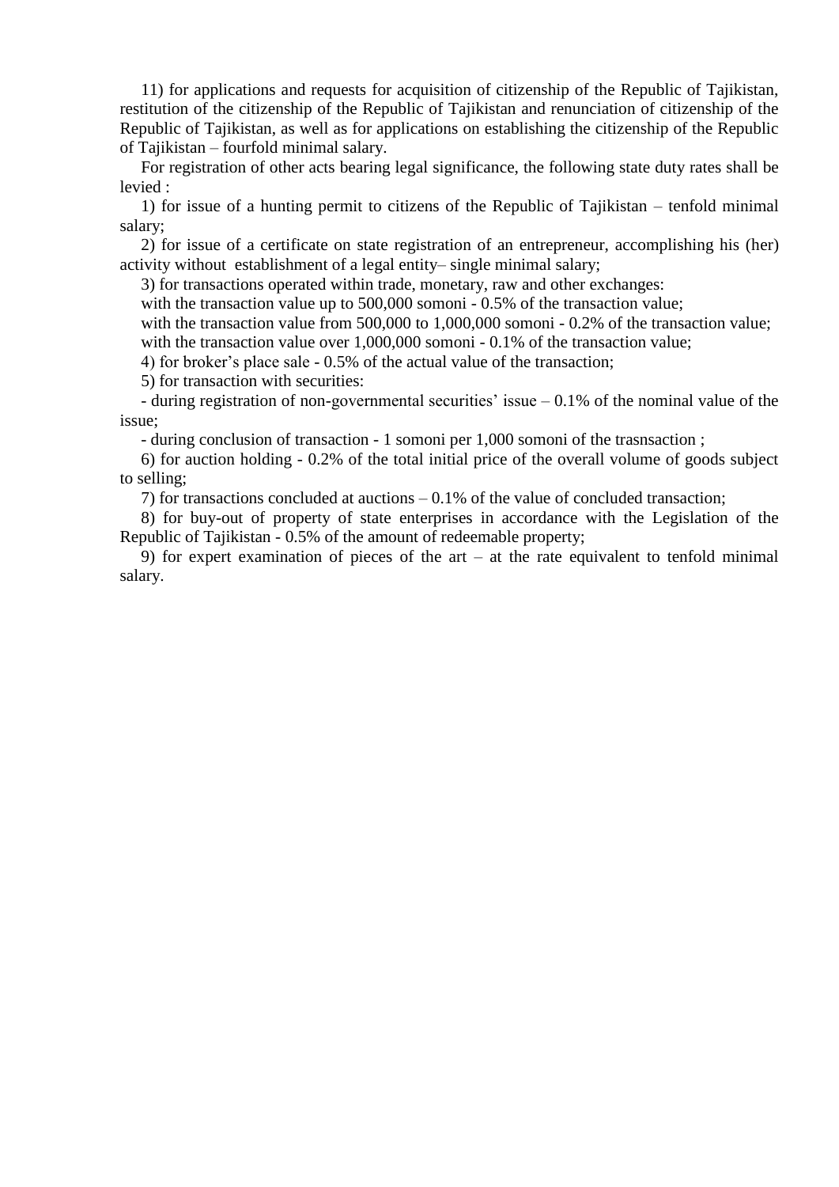11) for applications and requests for acquisition of citizenship of the Republic of Tajikistan, restitution of the citizenship of the Republic of Tajikistan and renunciation of citizenship of the Republic of Tajikistan, as well as for applications on establishing the citizenship of the Republic of Tajikistan – fourfold minimal salary.

For registration of other acts bearing legal significance, the following state duty rates shall be levied :

1) for issue of a hunting permit to citizens of the Republic of Tajikistan – tenfold minimal salary;

2) for issue of a certificate on state registration of an entrepreneur, accomplishing his (her) activity without establishment of a legal entity– single minimal salary;

3) for transactions operated within trade, monetary, raw and other exchanges:

with the transaction value up to 500,000 somoni - 0.5% of the transaction value;

with the transaction value from 500,000 to 1,000,000 somoni - 0.2% of the transaction value;

with the transaction value over 1,000,000 somoni - 0.1% of the transaction value;

4) for broker's place sale - 0.5% of the actual value of the transaction;

5) for transaction with securities:

- during registration of non-governmental securities' issue – 0.1% of the nominal value of the issue;

- during conclusion of transaction - 1 somoni per 1,000 somoni of the trasnsaction ;

6) for auction holding - 0.2% of the total initial price of the overall volume of goods subject to selling;

7) for transactions concluded at auctions – 0.1% of the value of concluded transaction;

8) for buy-out of property of state enterprises in accordance with the Legislation of the Republic of Tajikistan - 0.5% of the amount of redeemable property;

9) for expert examination of pieces of the art – at the rate equivalent to tenfold minimal salary.